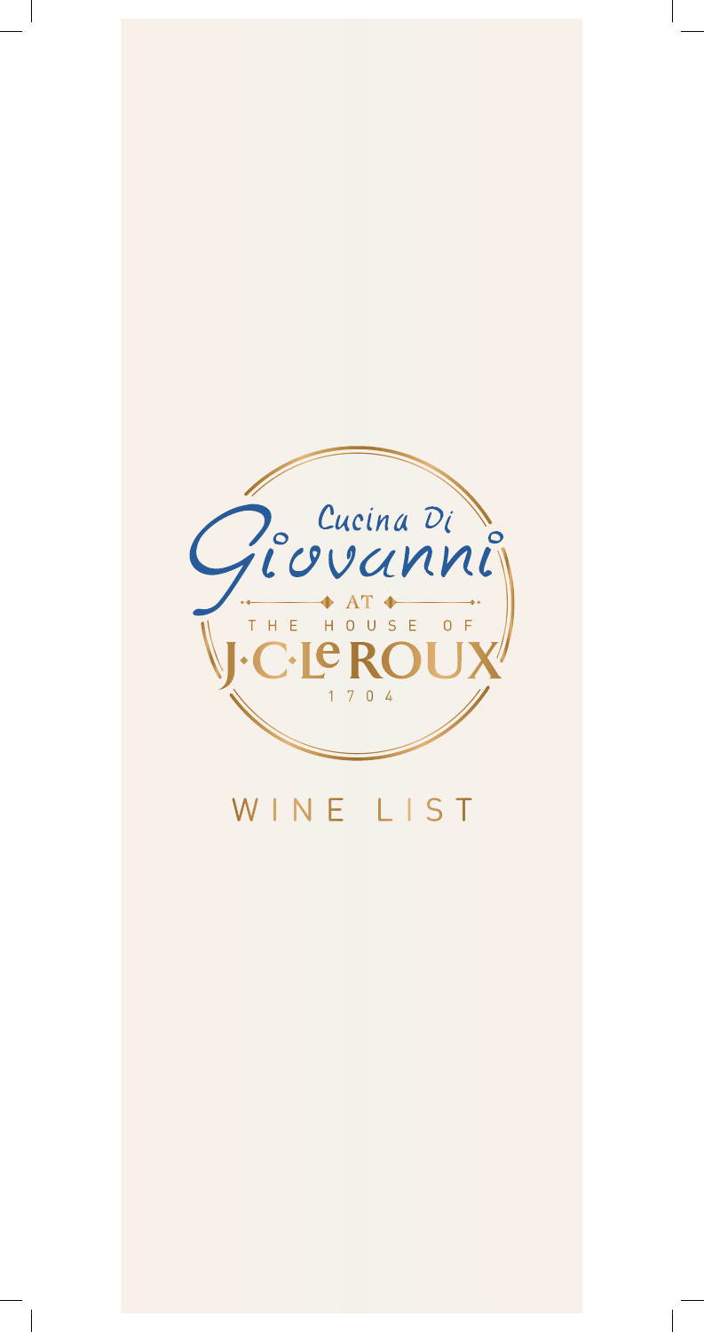Cucina Di

Giovanni

AT

THE HOUSE OF

J·C·Le ROUX

1704

# WINE LIST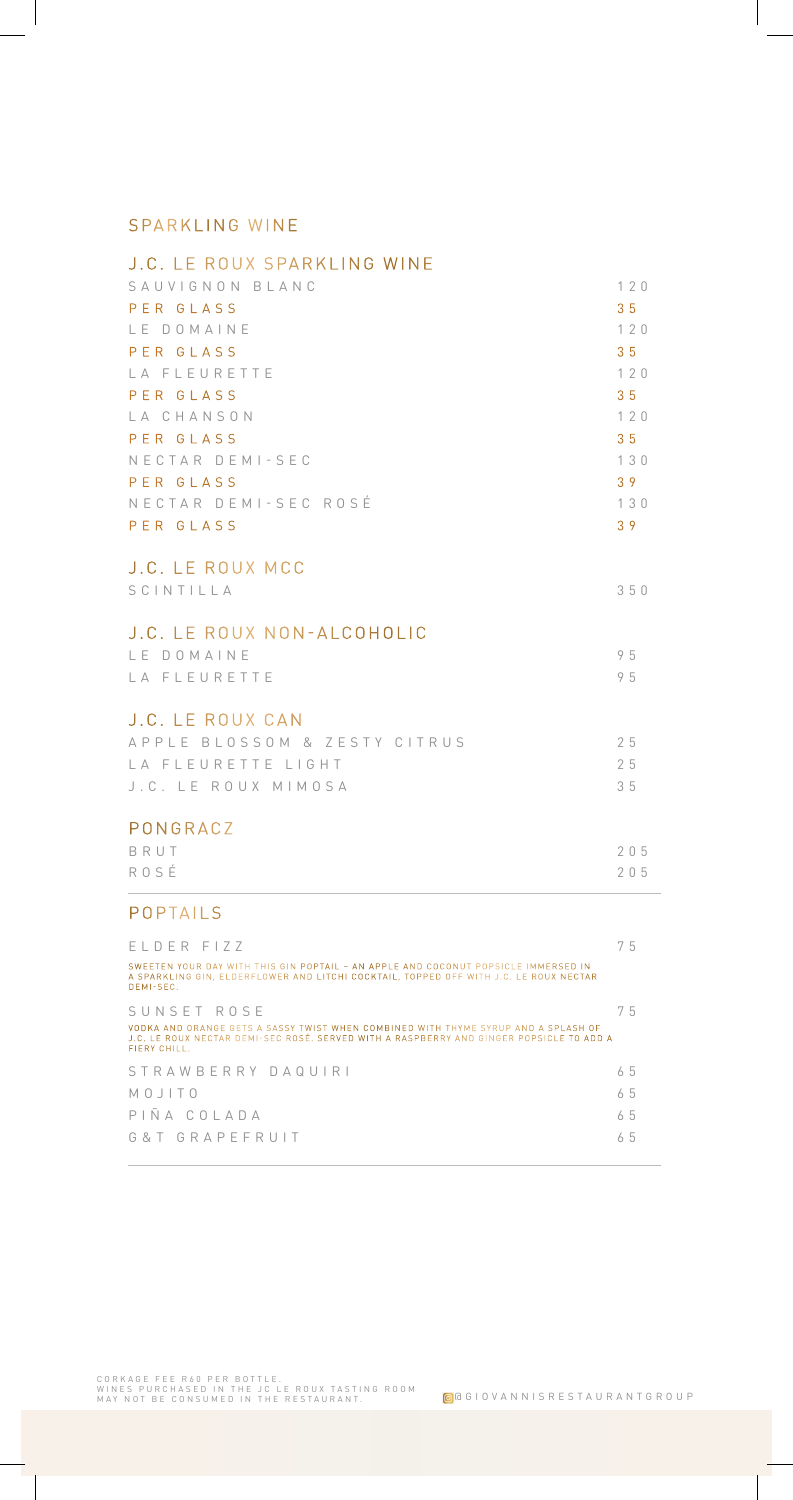## SPARKLING WINE

### J.C. LE ROUX SPARKLING WINE

| | |
|---|---|
| SAUVIGNON BLANC | 120 |
| PER GLASS | 35 |
| LE DOMAINE | 120 |
| PER GLASS | 35 |
| LA FLEURETTE | 120 |
| PER GLASS | 35 |
| LA CHANSON | 120 |
| PER GLASS | 35 |
| NECTAR DEMI-SEC | 130 |
| PER GLASS | 39 |
| NECTAR DEMI-SEC ROSÉ | 130 |
| PER GLASS | 39 |

### J.C. LE ROUX MCC

| | |
|---|---|
| SCINTILLA | 350 |

### J.C. LE ROUX NON-ALCOHOLIC

| | |
|---|---|
| LE DOMAINE | 95 |
| LA FLEURETTE | 95 |

### J.C. LE ROUX CAN

| | |
|---|---|
| APPLE BLOSSOM & ZESTY CITRUS | 25 |
| LA FLEURETTE LIGHT | 25 |
| J.C. LE ROUX MIMOSA | 35 |

### PONGRACZ

| | |
|---|---|
| BRUT | 205 |
| ROSÉ | 205 |

## POPTAILS

**ELDER FIZZ** — 75

SWEETEN YOUR DAY WITH THIS GIN POPTAIL – AN APPLE AND COCONUT POPSICLE IMMERSED IN A SPARKLING GIN, ELDERFLOWER AND LITCHI COCKTAIL, TOPPED OFF WITH J.C. LE ROUX NECTAR DEMI-SEC.

**SUNSET ROSE** — 75

VODKA AND ORANGE GETS A SASSY TWIST WHEN COMBINED WITH THYME SYRUP AND A SPLASH OF J.C. LE ROUX NECTAR DEMI-SEC ROSÉ. SERVED WITH A RASPBERRY AND GINGER POPSICLE TO ADD A FIERY CHILL.

| | |
|---|---|
| STRAWBERRY DAQUIRI | 65 |
| MOJITO | 65 |
| PIÑA COLADA | 65 |
| G&T GRAPEFRUIT | 65 |

CORKAGE FEE R60 PER BOTTLE.
WINES PURCHASED IN THE JC LE ROUX TASTING ROOM MAY NOT BE CONSUMED IN THE RESTAURANT.

@GIOVANNISRESTAURANTGROUP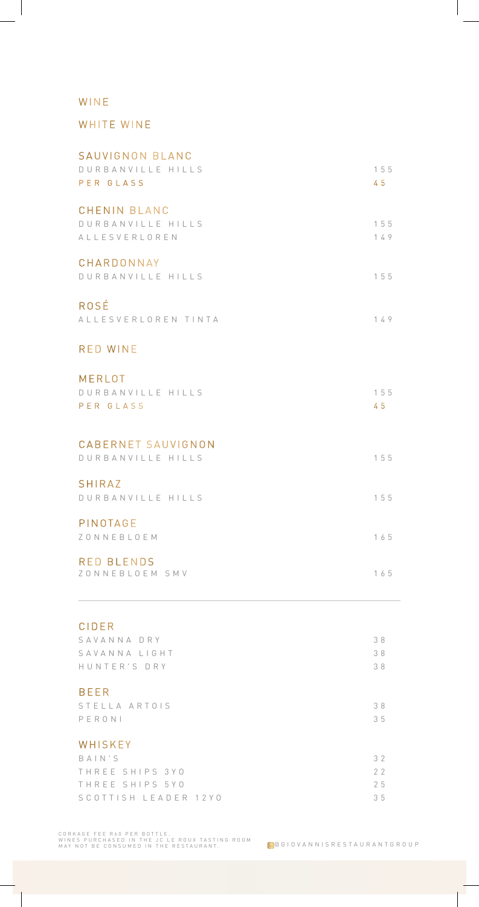# WINE

## WHITE WINE

### SAUVIGNON BLANC

| | |
|---|---|
| DURBANVILLE HILLS | 155 |
| PER GLASS | 45 |

### CHENIN BLANC

| | |
|---|---|
| DURBANVILLE HILLS | 155 |
| ALLESVERLOREN | 149 |

### CHARDONNAY

| | |
|---|---|
| DURBANVILLE HILLS | 155 |

### ROSÉ

| | |
|---|---|
| ALLESVERLOREN TINTA | 149 |

## RED WINE

### MERLOT

| | |
|---|---|
| DURBANVILLE HILLS | 155 |
| PER GLASS | 45 |

### CABERNET SAUVIGNON

| | |
|---|---|
| DURBANVILLE HILLS | 155 |

### SHIRAZ

| | |
|---|---|
| DURBANVILLE HILLS | 155 |

### PINOTAGE

| | |
|---|---|
| ZONNEBLOEM | 165 |

### RED BLENDS

| | |
|---|---|
| ZONNEBLOEM SMV | 165 |

---

## CIDER

| | |
|---|---|
| SAVANNA DRY | 38 |
| SAVANNA LIGHT | 38 |
| HUNTER'S DRY | 38 |

## BEER

| | |
|---|---|
| STELLA ARTOIS | 38 |
| PERONI | 35 |

## WHISKEY

| | |
|---|---|
| BAIN'S | 32 |
| THREE SHIPS 3YO | 22 |
| THREE SHIPS 5YO | 25 |
| SCOTTISH LEADER 12YO | 35 |

CORKAGE FEE R60 PER BOTTLE.
WINES PURCHASED IN THE JC LE ROUX TASTING ROOM MAY NOT BE CONSUMED IN THE RESTAURANT.

@GIOVANNISRESTAURANTGROUP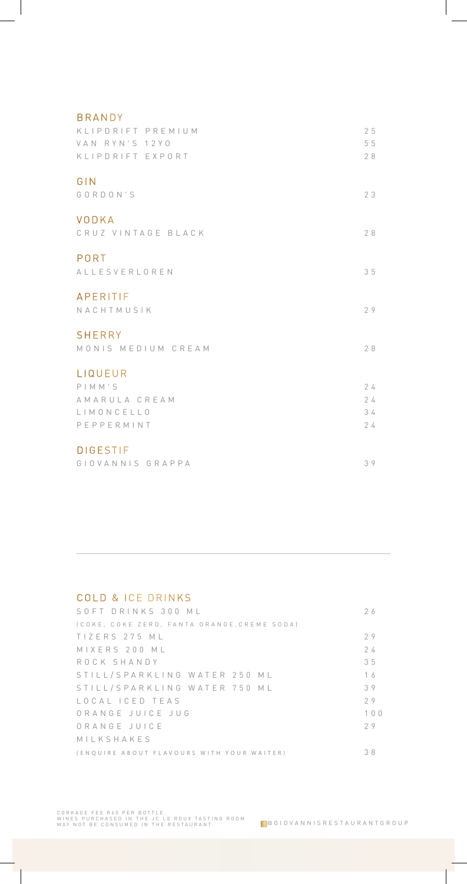## BRANDY

| | |
|---|---|
| KLIPDRIFT PREMIUM | 25 |
| VAN RYN'S 12YO | 55 |
| KLIPDRIFT EXPORT | 28 |

## GIN

| | |
|---|---|
| GORDON'S | 23 |

## VODKA

| | |
|---|---|
| CRUZ VINTAGE BLACK | 28 |

## PORT

| | |
|---|---|
| ALLESVERLOREN | 35 |

## APERITIF

| | |
|---|---|
| NACHTMUSIK | 29 |

## SHERRY

| | |
|---|---|
| MONIS MEDIUM CREAM | 28 |

## LIQUEUR

| | |
|---|---|
| PIMM'S | 24 |
| AMARULA CREAM | 24 |
| LIMONCELLO | 34 |
| PEPPERMINT | 24 |

## DIGESTIF

| | |
|---|---|
| GIOVANNIS GRAPPA | 39 |

---

## COLD & ICE DRINKS

| | |
|---|---|
| SOFT DRINKS 300 ML (COKE, COKE ZERO, FANTA ORANGE, CREME SODA) | 26 |
| TIZERS 275 ML | 29 |
| MIXERS 200 ML | 24 |
| ROCK SHANDY | 35 |
| STILL/SPARKLING WATER 250 ML | 16 |
| STILL/SPARKLING WATER 750 ML | 39 |
| LOCAL ICED TEAS | 29 |
| ORANGE JUICE JUG | 100 |
| ORANGE JUICE | 29 |
| MILKSHAKES (ENQUIRE ABOUT FLAVOURS WITH YOUR WAITER) | 38 |

CORKAGE FEE R60 PER BOTTLE.
WINES PURCHASED IN THE JC LE ROUX TASTING ROOM MAY NOT BE CONSUMED IN THE RESTAURANT.

@GIOVANNISRESTAURANTGROUP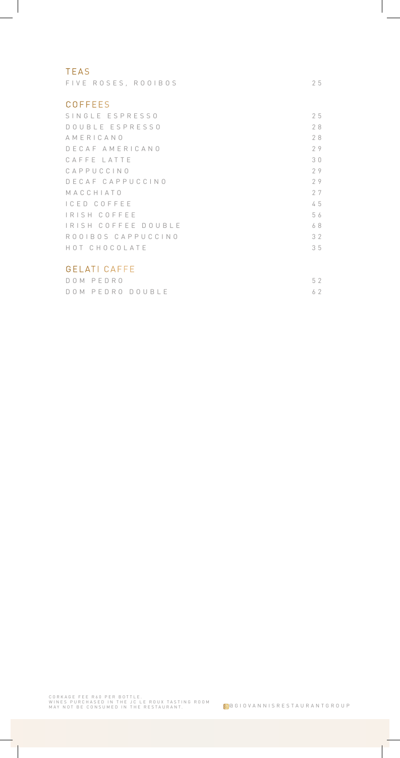## TEAS

| | |
|---|---|
| FIVE ROSES, ROOIBOS | 25 |

## COFFEES

| | |
|---|---|
| SINGLE ESPRESSO | 25 |
| DOUBLE ESPRESSO | 28 |
| AMERICANO | 28 |
| DECAF AMERICANO | 29 |
| CAFFE LATTE | 30 |
| CAPPUCCINO | 29 |
| DECAF CAPPUCCINO | 29 |
| MACCHIATO | 27 |
| ICED COFFEE | 45 |
| IRISH COFFEE | 56 |
| IRISH COFFEE DOUBLE | 68 |
| ROOIBOS CAPPUCCINO | 32 |
| HOT CHOCOLATE | 35 |

## GELATI CAFFE

| | |
|---|---|
| DOM PEDRO | 52 |
| DOM PEDRO DOUBLE | 62 |

CORKAGE FEE R60 PER BOTTLE.
WINES PURCHASED IN THE JC LE ROUX TASTING ROOM MAY NOT BE CONSUMED IN THE RESTAURANT.

@GIOVANNISRESTAURANTGROUP